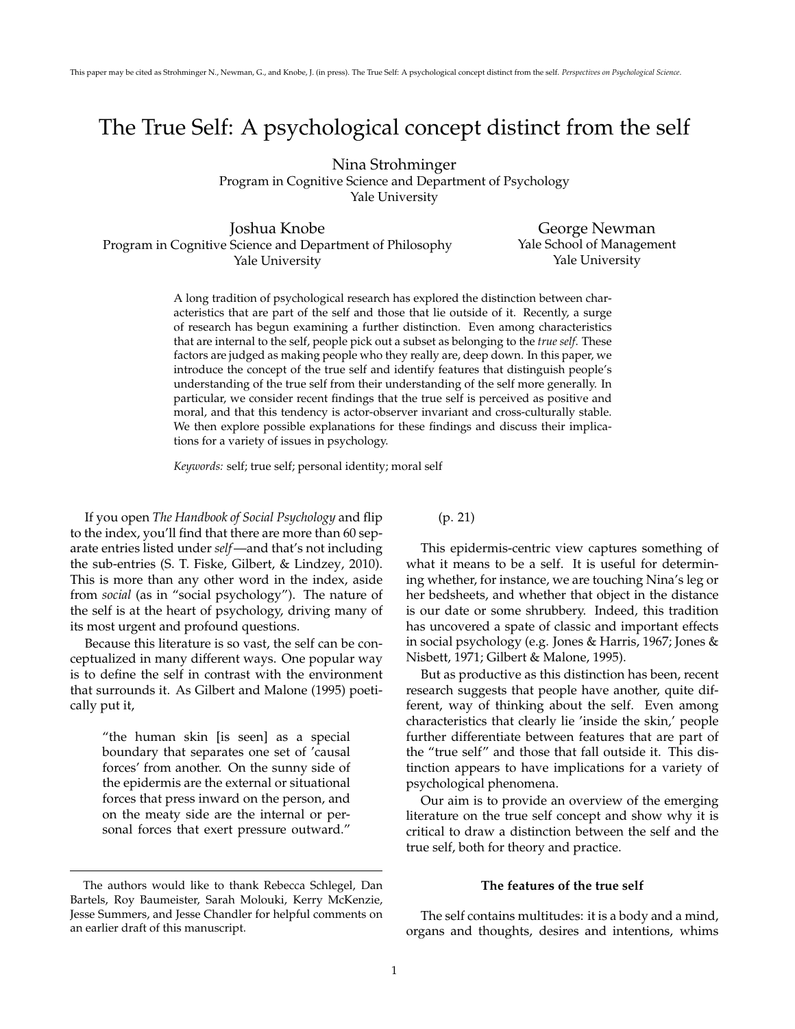This paper may be cited as Strohminger N., Newman, G., and Knobe, J. (in press). The True Self: A psychological concept distinct from the self. *Perspectives on Psychological Science*.

# The True Self: A psychological concept distinct from the self

Nina Strohminger
Program in Cognitive Science and Department of Psychology
Yale University

Joshua Knobe
Program in Cognitive Science and Department of Philosophy
Yale University

George Newman
Yale School of Management
Yale University

A long tradition of psychological research has explored the distinction between characteristics that are part of the self and those that lie outside of it. Recently, a surge of research has begun examining a further distinction. Even among characteristics that are internal to the self, people pick out a subset as belonging to the *true self*. These factors are judged as making people who they really are, deep down. In this paper, we introduce the concept of the true self and identify features that distinguish people's understanding of the true self from their understanding of the self more generally. In particular, we consider recent findings that the true self is perceived as positive and moral, and that this tendency is actor-observer invariant and cross-culturally stable. We then explore possible explanations for these findings and discuss their implications for a variety of issues in psychology.

*Keywords:* self; true self; personal identity; moral self

If you open *The Handbook of Social Psychology* and flip to the index, you'll find that there are more than 60 separate entries listed under *self*—and that's not including the sub-entries (S. T. Fiske, Gilbert, & Lindzey, 2010). This is more than any other word in the index, aside from *social* (as in "social psychology"). The nature of the self is at the heart of psychology, driving many of its most urgent and profound questions.

Because this literature is so vast, the self can be conceptualized in many different ways. One popular way is to define the self in contrast with the environment that surrounds it. As Gilbert and Malone (1995) poetically put it,

> "the human skin [is seen] as a special boundary that separates one set of 'causal forces' from another. On the sunny side of the epidermis are the external or situational forces that press inward on the person, and on the meaty side are the internal or personal forces that exert pressure outward." (p. 21)

This epidermis-centric view captures something of what it means to be a self. It is useful for determining whether, for instance, we are touching Nina's leg or her bedsheets, and whether that object in the distance is our date or some shrubbery. Indeed, this tradition has uncovered a spate of classic and important effects in social psychology (e.g. Jones & Harris, 1967; Jones & Nisbett, 1971; Gilbert & Malone, 1995).

But as productive as this distinction has been, recent research suggests that people have another, quite different, way of thinking about the self. Even among characteristics that clearly lie 'inside the skin,' people further differentiate between features that are part of the "true self" and those that fall outside it. This distinction appears to have implications for a variety of psychological phenomena.

Our aim is to provide an overview of the emerging literature on the true self concept and show why it is critical to draw a distinction between the self and the true self, both for theory and practice.

The authors would like to thank Rebecca Schlegel, Dan Bartels, Roy Baumeister, Sarah Molouki, Kerry McKenzie, Jesse Summers, and Jesse Chandler for helpful comments on an earlier draft of this manuscript.

### The features of the true self

The self contains multitudes: it is a body and a mind, organs and thoughts, desires and intentions, whims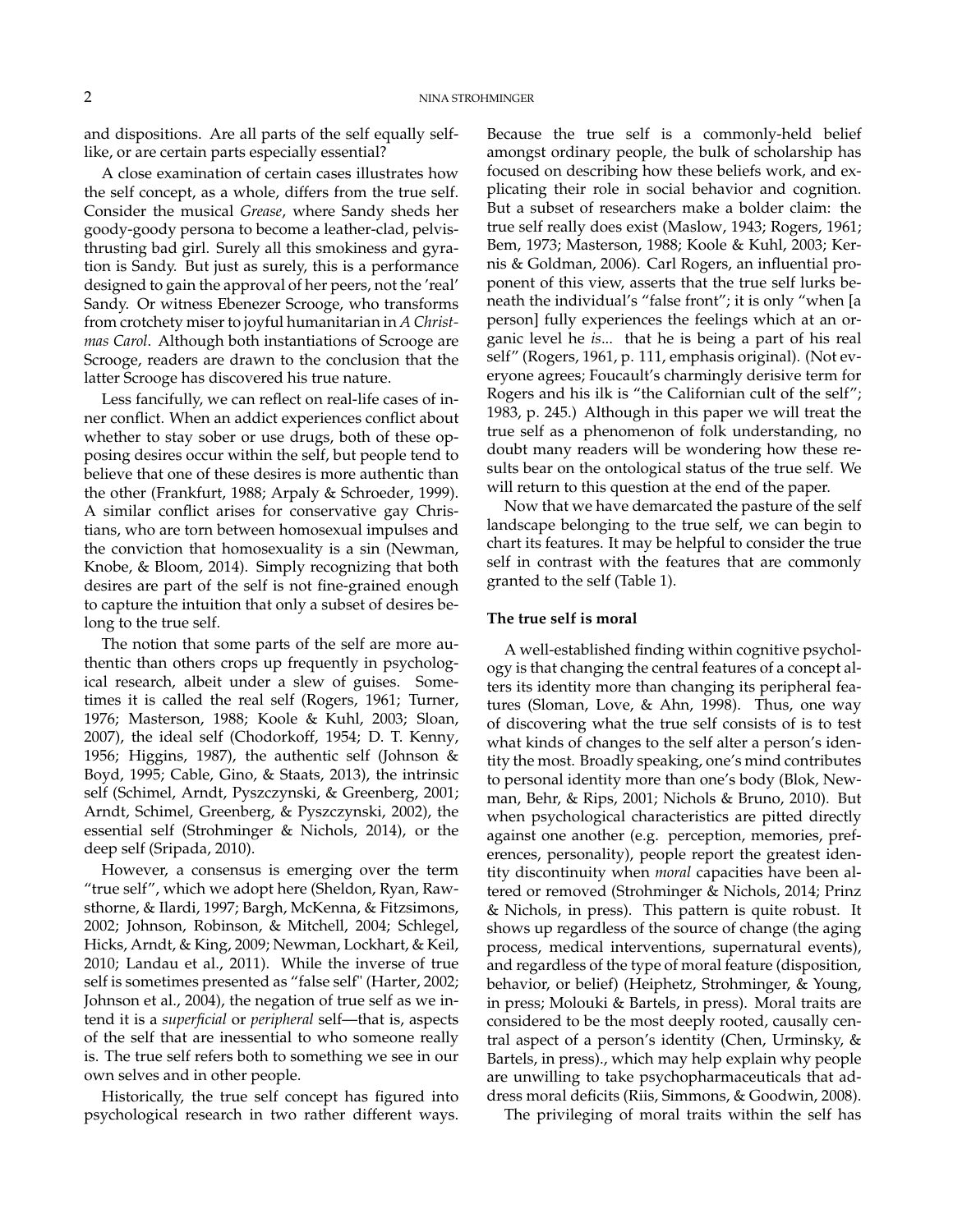and dispositions. Are all parts of the self equally self-like, or are certain parts especially essential?

A close examination of certain cases illustrates how the self concept, as a whole, differs from the true self. Consider the musical *Grease*, where Sandy sheds her goody-goody persona to become a leather-clad, pelvis-thrusting bad girl. Surely all this smokiness and gyration is Sandy. But just as surely, this is a performance designed to gain the approval of her peers, not the 'real' Sandy. Or witness Ebenezer Scrooge, who transforms from crotchety miser to joyful humanitarian in *A Christmas Carol*. Although both instantiations of Scrooge are Scrooge, readers are drawn to the conclusion that the latter Scrooge has discovered his true nature.

Less fancifully, we can reflect on real-life cases of inner conflict. When an addict experiences conflict about whether to stay sober or use drugs, both of these opposing desires occur within the self, but people tend to believe that one of these desires is more authentic than the other (Frankfurt, 1988; Arpaly & Schroeder, 1999). A similar conflict arises for conservative gay Christians, who are torn between homosexual impulses and the conviction that homosexuality is a sin (Newman, Knobe, & Bloom, 2014). Simply recognizing that both desires are part of the self is not fine-grained enough to capture the intuition that only a subset of desires belong to the true self.

The notion that some parts of the self are more authentic than others crops up frequently in psychological research, albeit under a slew of guises. Sometimes it is called the real self (Rogers, 1961; Turner, 1976; Masterson, 1988; Koole & Kuhl, 2003; Sloan, 2007), the ideal self (Chodorkoff, 1954; D. T. Kenny, 1956; Higgins, 1987), the authentic self (Johnson & Boyd, 1995; Cable, Gino, & Staats, 2013), the intrinsic self (Schimel, Arndt, Pyszczynski, & Greenberg, 2001; Arndt, Schimel, Greenberg, & Pyszczynski, 2002), the essential self (Strohminger & Nichols, 2014), or the deep self (Sripada, 2010).

However, a consensus is emerging over the term "true self", which we adopt here (Sheldon, Ryan, Rawsthorne, & Ilardi, 1997; Bargh, McKenna, & Fitzsimons, 2002; Johnson, Robinson, & Mitchell, 2004; Schlegel, Hicks, Arndt, & King, 2009; Newman, Lockhart, & Keil, 2010; Landau et al., 2011). While the inverse of true self is sometimes presented as "false self" (Harter, 2002; Johnson et al., 2004), the negation of true self as we intend it is a *superficial* or *peripheral* self—that is, aspects of the self that are inessential to who someone really is. The true self refers both to something we see in our own selves and in other people.

Historically, the true self concept has figured into psychological research in two rather different ways. Because the true self is a commonly-held belief amongst ordinary people, the bulk of scholarship has focused on describing how these beliefs work, and explicating their role in social behavior and cognition. But a subset of researchers make a bolder claim: the true self really does exist (Maslow, 1943; Rogers, 1961; Bem, 1973; Masterson, 1988; Koole & Kuhl, 2003; Kernis & Goldman, 2006). Carl Rogers, an influential proponent of this view, asserts that the true self lurks beneath the individual's "false front"; it is only "when [a person] fully experiences the feelings which at an organic level he *is*... that he is being a part of his real self" (Rogers, 1961, p. 111, emphasis original). (Not everyone agrees; Foucault's charmingly derisive term for Rogers and his ilk is "the Californian cult of the self"; 1983, p. 245.) Although in this paper we will treat the true self as a phenomenon of folk understanding, no doubt many readers will be wondering how these results bear on the ontological status of the true self. We will return to this question at the end of the paper.

Now that we have demarcated the pasture of the self landscape belonging to the true self, we can begin to chart its features. It may be helpful to consider the true self in contrast with the features that are commonly granted to the self (Table 1).

### The true self is moral

A well-established finding within cognitive psychology is that changing the central features of a concept alters its identity more than changing its peripheral features (Sloman, Love, & Ahn, 1998). Thus, one way of discovering what the true self consists of is to test what kinds of changes to the self alter a person's identity the most. Broadly speaking, one's mind contributes to personal identity more than one's body (Blok, Newman, Behr, & Rips, 2001; Nichols & Bruno, 2010). But when psychological characteristics are pitted directly against one another (e.g. perception, memories, preferences, personality), people report the greatest identity discontinuity when *moral* capacities have been altered or removed (Strohminger & Nichols, 2014; Prinz & Nichols, in press). This pattern is quite robust. It shows up regardless of the source of change (the aging process, medical interventions, supernatural events), and regardless of the type of moral feature (disposition, behavior, or belief) (Heiphetz, Strohminger, & Young, in press; Molouki & Bartels, in press). Moral traits are considered to be the most deeply rooted, causally central aspect of a person's identity (Chen, Urminsky, & Bartels, in press)., which may help explain why people are unwilling to take psychopharmaceuticals that address moral deficits (Riis, Simmons, & Goodwin, 2008).

The privileging of moral traits within the self has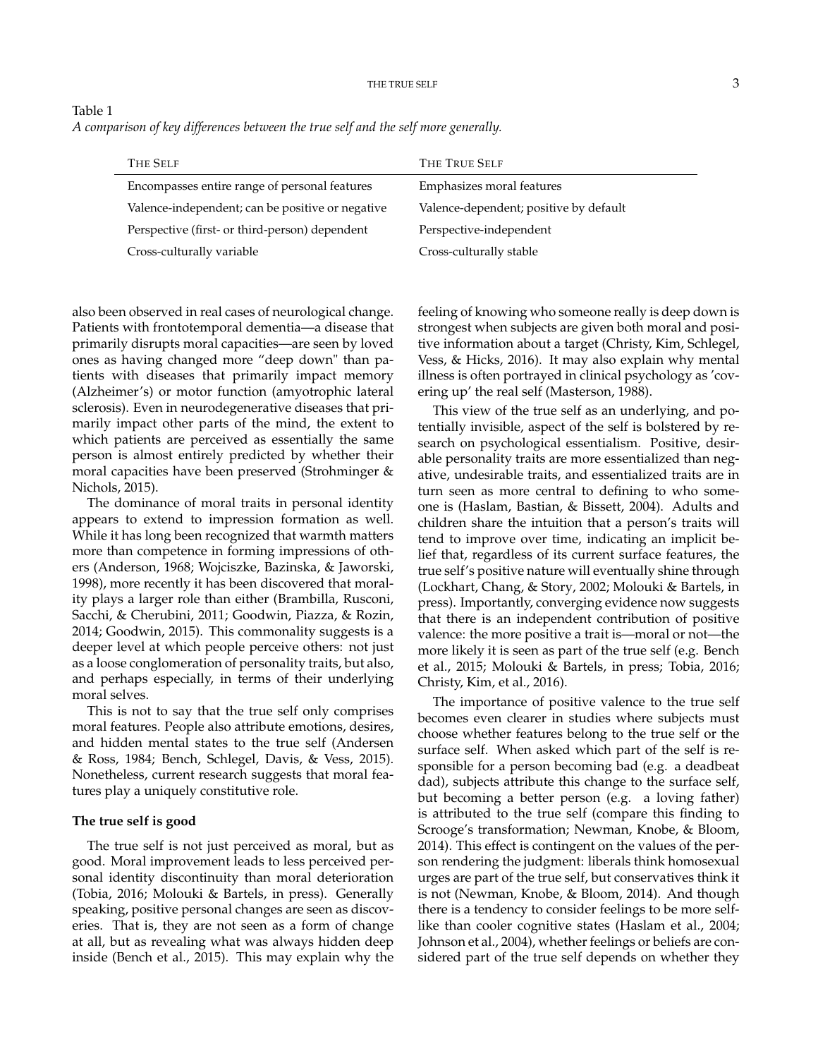Table 1
*A comparison of key differences between the true self and the self more generally.*

| The Self | The True Self |
|---|---|
| Encompasses entire range of personal features | Emphasizes moral features |
| Valence-independent; can be positive or negative | Valence-dependent; positive by default |
| Perspective (first- or third-person) dependent | Perspective-independent |
| Cross-culturally variable | Cross-culturally stable |

also been observed in real cases of neurological change. Patients with frontotemporal dementia—a disease that primarily disrupts moral capacities—are seen by loved ones as having changed more "deep down" than patients with diseases that primarily impact memory (Alzheimer's) or motor function (amyotrophic lateral sclerosis). Even in neurodegenerative diseases that primarily impact other parts of the mind, the extent to which patients are perceived as essentially the same person is almost entirely predicted by whether their moral capacities have been preserved (Strohminger & Nichols, 2015).

The dominance of moral traits in personal identity appears to extend to impression formation as well. While it has long been recognized that warmth matters more than competence in forming impressions of others (Anderson, 1968; Wojciszke, Bazinska, & Jaworski, 1998), more recently it has been discovered that morality plays a larger role than either (Brambilla, Rusconi, Sacchi, & Cherubini, 2011; Goodwin, Piazza, & Rozin, 2014; Goodwin, 2015). This commonality suggests is a deeper level at which people perceive others: not just as a loose conglomeration of personality traits, but also, and perhaps especially, in terms of their underlying moral selves.

This is not to say that the true self only comprises moral features. People also attribute emotions, desires, and hidden mental states to the true self (Andersen & Ross, 1984; Bench, Schlegel, Davis, & Vess, 2015). Nonetheless, current research suggests that moral features play a uniquely constitutive role.

**The true self is good**

The true self is not just perceived as moral, but as good. Moral improvement leads to less perceived personal identity discontinuity than moral deterioration (Tobia, 2016; Molouki & Bartels, in press). Generally speaking, positive personal changes are seen as discoveries. That is, they are not seen as a form of change at all, but as revealing what was always hidden deep inside (Bench et al., 2015). This may explain why the feeling of knowing who someone really is deep down is strongest when subjects are given both moral and positive information about a target (Christy, Kim, Schlegel, Vess, & Hicks, 2016). It may also explain why mental illness is often portrayed in clinical psychology as 'covering up' the real self (Masterson, 1988).

This view of the true self as an underlying, and potentially invisible, aspect of the self is bolstered by research on psychological essentialism. Positive, desirable personality traits are more essentialized than negative, undesirable traits, and essentialized traits are in turn seen as more central to defining to who someone is (Haslam, Bastian, & Bissett, 2004). Adults and children share the intuition that a person's traits will tend to improve over time, indicating an implicit belief that, regardless of its current surface features, the true self's positive nature will eventually shine through (Lockhart, Chang, & Story, 2002; Molouki & Bartels, in press). Importantly, converging evidence now suggests that there is an independent contribution of positive valence: the more positive a trait is—moral or not—the more likely it is seen as part of the true self (e.g. Bench et al., 2015; Molouki & Bartels, in press; Tobia, 2016; Christy, Kim, et al., 2016).

The importance of positive valence to the true self becomes even clearer in studies where subjects must choose whether features belong to the true self or the surface self. When asked which part of the self is responsible for a person becoming bad (e.g. a deadbeat dad), subjects attribute this change to the surface self, but becoming a better person (e.g. a loving father) is attributed to the true self (compare this finding to Scrooge's transformation; Newman, Knobe, & Bloom, 2014). This effect is contingent on the values of the person rendering the judgment: liberals think homosexual urges are part of the true self, but conservatives think it is not (Newman, Knobe, & Bloom, 2014). And though there is a tendency to consider feelings to be more self-like than cooler cognitive states (Haslam et al., 2004; Johnson et al., 2004), whether feelings or beliefs are considered part of the true self depends on whether they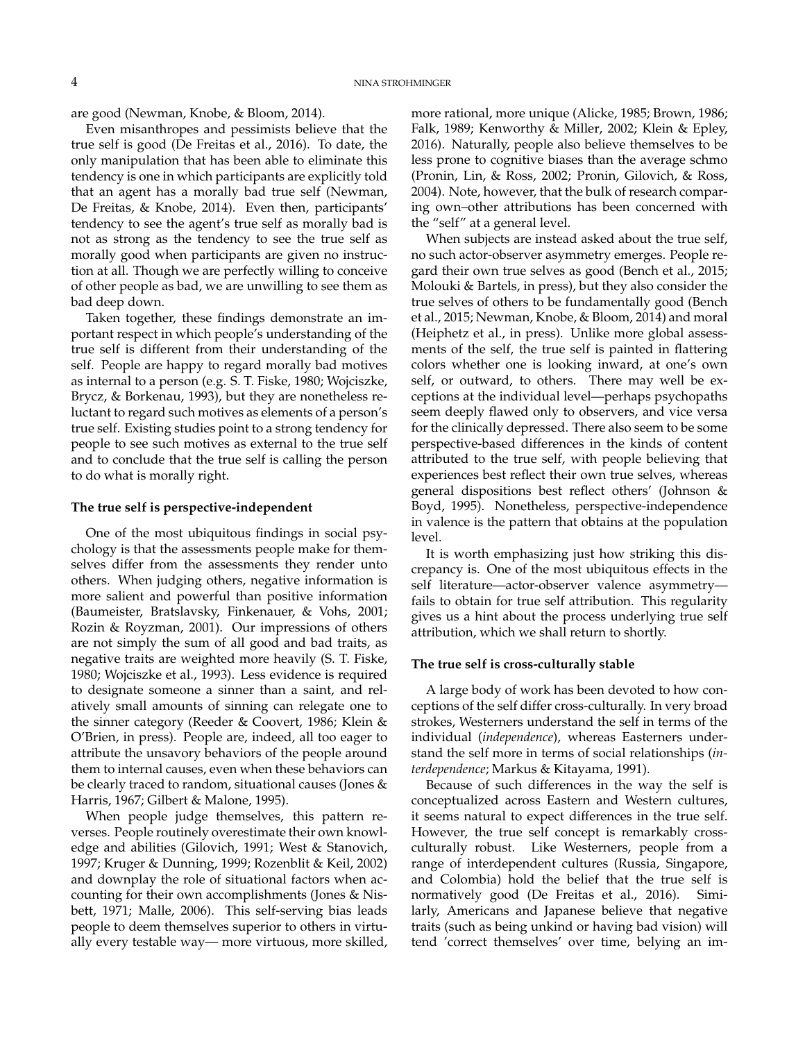are good (Newman, Knobe, & Bloom, 2014).

Even misanthropes and pessimists believe that the true self is good (De Freitas et al., 2016). To date, the only manipulation that has been able to eliminate this tendency is one in which participants are explicitly told that an agent has a morally bad true self (Newman, De Freitas, & Knobe, 2014). Even then, participants' tendency to see the agent's true self as morally bad is not as strong as the tendency to see the true self as morally good when participants are given no instruction at all. Though we are perfectly willing to conceive of other people as bad, we are unwilling to see them as bad deep down.

Taken together, these findings demonstrate an important respect in which people's understanding of the true self is different from their understanding of the self. People are happy to regard morally bad motives as internal to a person (e.g. S. T. Fiske, 1980; Wojciszke, Brycz, & Borkenau, 1993), but they are nonetheless reluctant to regard such motives as elements of a person's true self. Existing studies point to a strong tendency for people to see such motives as external to the true self and to conclude that the true self is calling the person to do what is morally right.

### The true self is perspective-independent

One of the most ubiquitous findings in social psychology is that the assessments people make for themselves differ from the assessments they render unto others. When judging others, negative information is more salient and powerful than positive information (Baumeister, Bratslavsky, Finkenauer, & Vohs, 2001; Rozin & Royzman, 2001). Our impressions of others are not simply the sum of all good and bad traits, as negative traits are weighted more heavily (S. T. Fiske, 1980; Wojciszke et al., 1993). Less evidence is required to designate someone a sinner than a saint, and relatively small amounts of sinning can relegate one to the sinner category (Reeder & Coovert, 1986; Klein & O'Brien, in press). People are, indeed, all too eager to attribute the unsavory behaviors of the people around them to internal causes, even when these behaviors can be clearly traced to random, situational causes (Jones & Harris, 1967; Gilbert & Malone, 1995).

When people judge themselves, this pattern reverses. People routinely overestimate their own knowledge and abilities (Gilovich, 1991; West & Stanovich, 1997; Kruger & Dunning, 1999; Rozenblit & Keil, 2002) and downplay the role of situational factors when accounting for their own accomplishments (Jones & Nisbett, 1971; Malle, 2006). This self-serving bias leads people to deem themselves superior to others in virtually every testable way— more virtuous, more skilled, more rational, more unique (Alicke, 1985; Brown, 1986; Falk, 1989; Kenworthy & Miller, 2002; Klein & Epley, 2016). Naturally, people also believe themselves to be less prone to cognitive biases than the average schmo (Pronin, Lin, & Ross, 2002; Pronin, Gilovich, & Ross, 2004). Note, however, that the bulk of research comparing own–other attributions has been concerned with the "self" at a general level.

When subjects are instead asked about the true self, no such actor-observer asymmetry emerges. People regard their own true selves as good (Bench et al., 2015; Molouki & Bartels, in press), but they also consider the true selves of others to be fundamentally good (Bench et al., 2015; Newman, Knobe, & Bloom, 2014) and moral (Heiphetz et al., in press). Unlike more global assessments of the self, the true self is painted in flattering colors whether one is looking inward, at one's own self, or outward, to others. There may well be exceptions at the individual level—perhaps psychopaths seem deeply flawed only to observers, and vice versa for the clinically depressed. There also seem to be some perspective-based differences in the kinds of content attributed to the true self, with people believing that experiences best reflect their own true selves, whereas general dispositions best reflect others' (Johnson & Boyd, 1995). Nonetheless, perspective-independence in valence is the pattern that obtains at the population level.

It is worth emphasizing just how striking this discrepancy is. One of the most ubiquitous effects in the self literature—actor-observer valence asymmetry—fails to obtain for true self attribution. This regularity gives us a hint about the process underlying true self attribution, which we shall return to shortly.

### The true self is cross-culturally stable

A large body of work has been devoted to how conceptions of the self differ cross-culturally. In very broad strokes, Westerners understand the self in terms of the individual (*independence*), whereas Easterners understand the self more in terms of social relationships (*interdependence*; Markus & Kitayama, 1991).

Because of such differences in the way the self is conceptualized across Eastern and Western cultures, it seems natural to expect differences in the true self. However, the true self concept is remarkably cross-culturally robust. Like Westerners, people from a range of interdependent cultures (Russia, Singapore, and Colombia) hold the belief that the true self is normatively good (De Freitas et al., 2016). Similarly, Americans and Japanese believe that negative traits (such as being unkind or having bad vision) will tend 'correct themselves' over time, belying an im-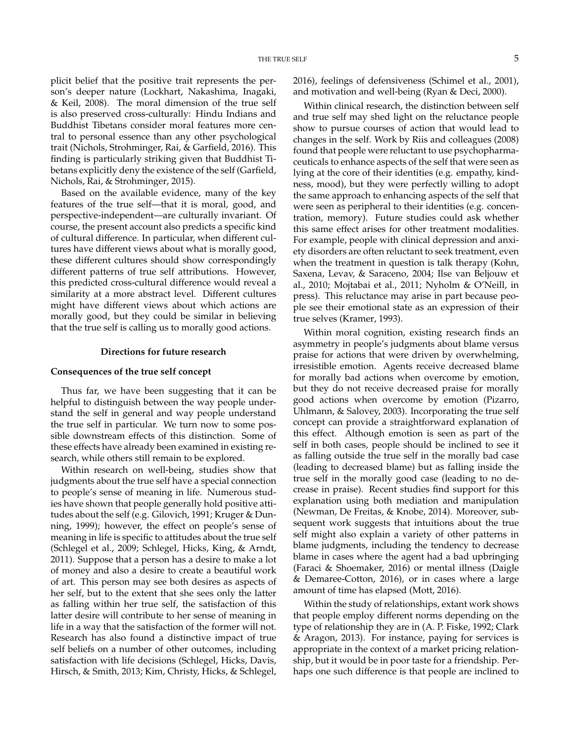plicit belief that the positive trait represents the person's deeper nature (Lockhart, Nakashima, Inagaki, & Keil, 2008). The moral dimension of the true self is also preserved cross-culturally: Hindu Indians and Buddhist Tibetans consider moral features more central to personal essence than any other psychological trait (Nichols, Strohminger, Rai, & Garfield, 2016). This finding is particularly striking given that Buddhist Tibetans explicitly deny the existence of the self (Garfield, Nichols, Rai, & Strohminger, 2015).

Based on the available evidence, many of the key features of the true self—that it is moral, good, and perspective-independent—are culturally invariant. Of course, the present account also predicts a specific kind of cultural difference. In particular, when different cultures have different views about what is morally good, these different cultures should show correspondingly different patterns of true self attributions. However, this predicted cross-cultural difference would reveal a similarity at a more abstract level. Different cultures might have different views about which actions are morally good, but they could be similar in believing that the true self is calling us to morally good actions.

## Directions for future research

### Consequences of the true self concept

Thus far, we have been suggesting that it can be helpful to distinguish between the way people understand the self in general and way people understand the true self in particular. We turn now to some possible downstream effects of this distinction. Some of these effects have already been examined in existing research, while others still remain to be explored.

Within research on well-being, studies show that judgments about the true self have a special connection to people's sense of meaning in life. Numerous studies have shown that people generally hold positive attitudes about the self (e.g. Gilovich, 1991; Kruger & Dunning, 1999); however, the effect on people's sense of meaning in life is specific to attitudes about the true self (Schlegel et al., 2009; Schlegel, Hicks, King, & Arndt, 2011). Suppose that a person has a desire to make a lot of money and also a desire to create a beautiful work of art. This person may see both desires as aspects of her self, but to the extent that she sees only the latter as falling within her true self, the satisfaction of this latter desire will contribute to her sense of meaning in life in a way that the satisfaction of the former will not. Research has also found a distinctive impact of true self beliefs on a number of other outcomes, including satisfaction with life decisions (Schlegel, Hicks, Davis, Hirsch, & Smith, 2013; Kim, Christy, Hicks, & Schlegel, 2016), feelings of defensiveness (Schimel et al., 2001), and motivation and well-being (Ryan & Deci, 2000).

Within clinical research, the distinction between self and true self may shed light on the reluctance people show to pursue courses of action that would lead to changes in the self. Work by Riis and colleagues (2008) found that people were reluctant to use psychopharmaceuticals to enhance aspects of the self that were seen as lying at the core of their identities (e.g. empathy, kindness, mood), but they were perfectly willing to adopt the same approach to enhancing aspects of the self that were seen as peripheral to their identities (e.g. concentration, memory). Future studies could ask whether this same effect arises for other treatment modalities. For example, people with clinical depression and anxiety disorders are often reluctant to seek treatment, even when the treatment in question is talk therapy (Kohn, Saxena, Levav, & Saraceno, 2004; Ilse van Beljouw et al., 2010; Mojtabai et al., 2011; Nyholm & O'Neill, in press). This reluctance may arise in part because people see their emotional state as an expression of their true selves (Kramer, 1993).

Within moral cognition, existing research finds an asymmetry in people's judgments about blame versus praise for actions that were driven by overwhelming, irresistible emotion. Agents receive decreased blame for morally bad actions when overcome by emotion, but they do not receive decreased praise for morally good actions when overcome by emotion (Pizarro, Uhlmann, & Salovey, 2003). Incorporating the true self concept can provide a straightforward explanation of this effect. Although emotion is seen as part of the self in both cases, people should be inclined to see it as falling outside the true self in the morally bad case (leading to decreased blame) but as falling inside the true self in the morally good case (leading to no decrease in praise). Recent studies find support for this explanation using both mediation and manipulation (Newman, De Freitas, & Knobe, 2014). Moreover, subsequent work suggests that intuitions about the true self might also explain a variety of other patterns in blame judgments, including the tendency to decrease blame in cases where the agent had a bad upbringing (Faraci & Shoemaker, 2016) or mental illness (Daigle & Demaree-Cotton, 2016), or in cases where a large amount of time has elapsed (Mott, 2016).

Within the study of relationships, extant work shows that people employ different norms depending on the type of relationship they are in (A. P. Fiske, 1992; Clark & Aragon, 2013). For instance, paying for services is appropriate in the context of a market pricing relationship, but it would be in poor taste for a friendship. Perhaps one such difference is that people are inclined to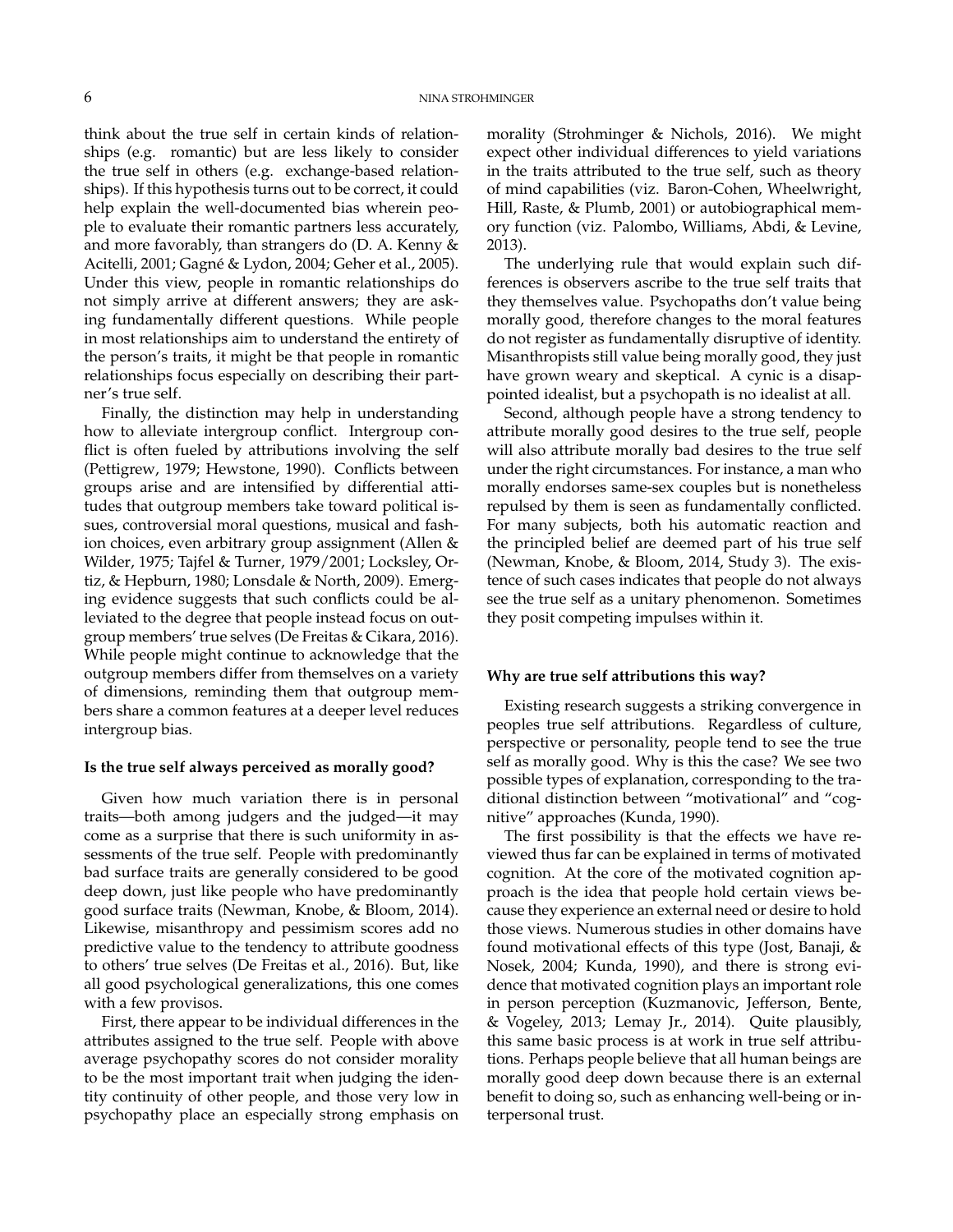think about the true self in certain kinds of relationships (e.g. romantic) but are less likely to consider the true self in others (e.g. exchange-based relationships). If this hypothesis turns out to be correct, it could help explain the well-documented bias wherein people to evaluate their romantic partners less accurately, and more favorably, than strangers do (D. A. Kenny & Acitelli, 2001; Gagné & Lydon, 2004; Geher et al., 2005). Under this view, people in romantic relationships do not simply arrive at different answers; they are asking fundamentally different questions. While people in most relationships aim to understand the entirety of the person's traits, it might be that people in romantic relationships focus especially on describing their partner's true self.

Finally, the distinction may help in understanding how to alleviate intergroup conflict. Intergroup conflict is often fueled by attributions involving the self (Pettigrew, 1979; Hewstone, 1990). Conflicts between groups arise and are intensified by differential attitudes that outgroup members take toward political issues, controversial moral questions, musical and fashion choices, even arbitrary group assignment (Allen & Wilder, 1975; Tajfel & Turner, 1979/2001; Locksley, Ortiz, & Hepburn, 1980; Lonsdale & North, 2009). Emerging evidence suggests that such conflicts could be alleviated to the degree that people instead focus on outgroup members' true selves (De Freitas & Cikara, 2016). While people might continue to acknowledge that the outgroup members differ from themselves on a variety of dimensions, reminding them that outgroup members share a common features at a deeper level reduces intergroup bias.

### Is the true self always perceived as morally good?

Given how much variation there is in personal traits—both among judgers and the judged—it may come as a surprise that there is such uniformity in assessments of the true self. People with predominantly bad surface traits are generally considered to be good deep down, just like people who have predominantly good surface traits (Newman, Knobe, & Bloom, 2014). Likewise, misanthropy and pessimism scores add no predictive value to the tendency to attribute goodness to others' true selves (De Freitas et al., 2016). But, like all good psychological generalizations, this one comes with a few provisos.

First, there appear to be individual differences in the attributes assigned to the true self. People with above average psychopathy scores do not consider morality to be the most important trait when judging the identity continuity of other people, and those very low in psychopathy place an especially strong emphasis on morality (Strohminger & Nichols, 2016). We might expect other individual differences to yield variations in the traits attributed to the true self, such as theory of mind capabilities (viz. Baron-Cohen, Wheelwright, Hill, Raste, & Plumb, 2001) or autobiographical memory function (viz. Palombo, Williams, Abdi, & Levine, 2013).

The underlying rule that would explain such differences is observers ascribe to the true self traits that they themselves value. Psychopaths don't value being morally good, therefore changes to the moral features do not register as fundamentally disruptive of identity. Misanthropists still value being morally good, they just have grown weary and skeptical. A cynic is a disappointed idealist, but a psychopath is no idealist at all.

Second, although people have a strong tendency to attribute morally good desires to the true self, people will also attribute morally bad desires to the true self under the right circumstances. For instance, a man who morally endorses same-sex couples but is nonetheless repulsed by them is seen as fundamentally conflicted. For many subjects, both his automatic reaction and the principled belief are deemed part of his true self (Newman, Knobe, & Bloom, 2014, Study 3). The existence of such cases indicates that people do not always see the true self as a unitary phenomenon. Sometimes they posit competing impulses within it.

### Why are true self attributions this way?

Existing research suggests a striking convergence in peoples true self attributions. Regardless of culture, perspective or personality, people tend to see the true self as morally good. Why is this the case? We see two possible types of explanation, corresponding to the traditional distinction between "motivational" and "cognitive" approaches (Kunda, 1990).

The first possibility is that the effects we have reviewed thus far can be explained in terms of motivated cognition. At the core of the motivated cognition approach is the idea that people hold certain views because they experience an external need or desire to hold those views. Numerous studies in other domains have found motivational effects of this type (Jost, Banaji, & Nosek, 2004; Kunda, 1990), and there is strong evidence that motivated cognition plays an important role in person perception (Kuzmanovic, Jefferson, Bente, & Vogeley, 2013; Lemay Jr., 2014). Quite plausibly, this same basic process is at work in true self attributions. Perhaps people believe that all human beings are morally good deep down because there is an external benefit to doing so, such as enhancing well-being or interpersonal trust.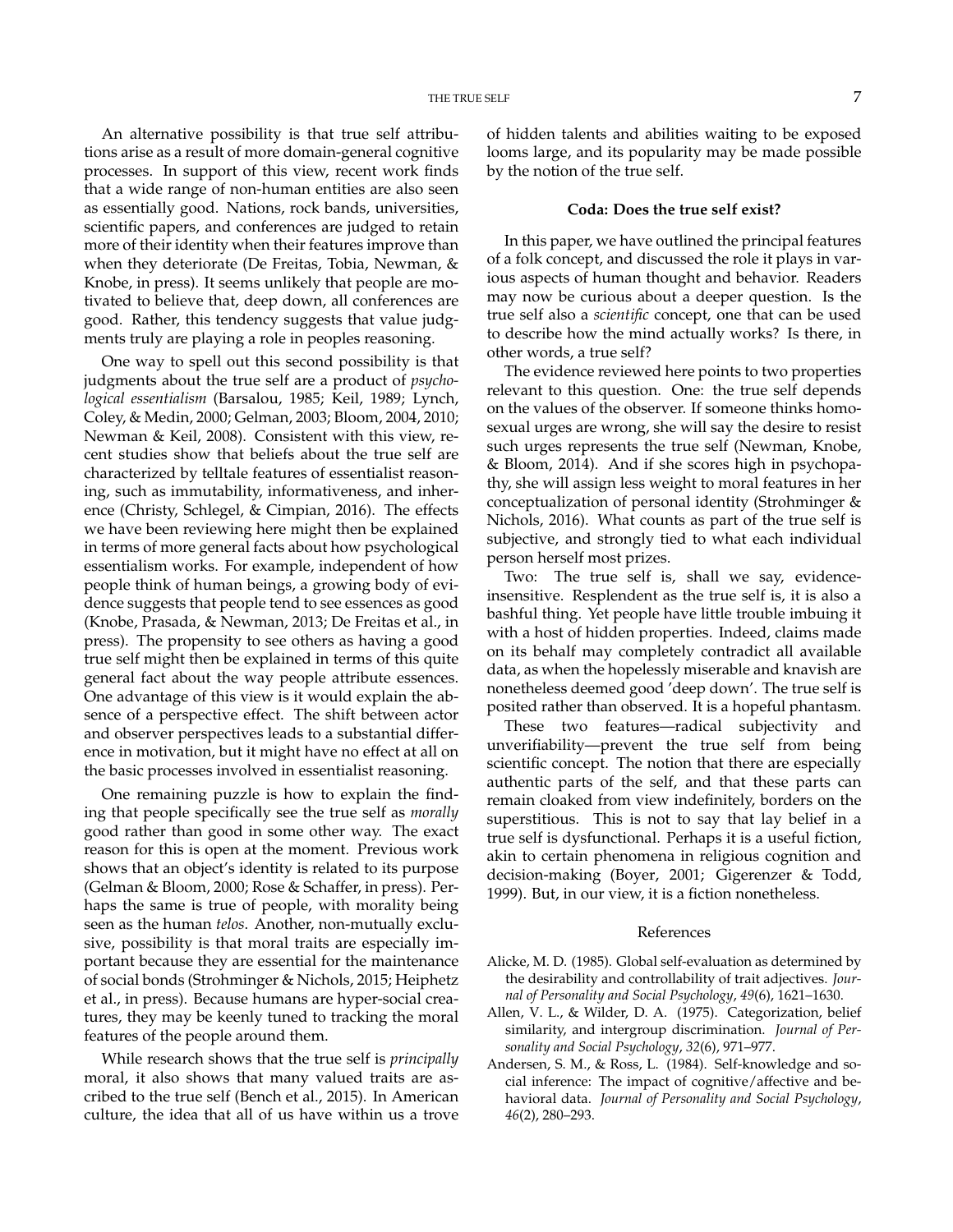An alternative possibility is that true self attributions arise as a result of more domain-general cognitive processes. In support of this view, recent work finds that a wide range of non-human entities are also seen as essentially good. Nations, rock bands, universities, scientific papers, and conferences are judged to retain more of their identity when their features improve than when they deteriorate (De Freitas, Tobia, Newman, & Knobe, in press). It seems unlikely that people are motivated to believe that, deep down, all conferences are good. Rather, this tendency suggests that value judgments truly are playing a role in peoples reasoning.

One way to spell out this second possibility is that judgments about the true self are a product of *psychological essentialism* (Barsalou, 1985; Keil, 1989; Lynch, Coley, & Medin, 2000; Gelman, 2003; Bloom, 2004, 2010; Newman & Keil, 2008). Consistent with this view, recent studies show that beliefs about the true self are characterized by telltale features of essentialist reasoning, such as immutability, informativeness, and inherence (Christy, Schlegel, & Cimpian, 2016). The effects we have been reviewing here might then be explained in terms of more general facts about how psychological essentialism works. For example, independent of how people think of human beings, a growing body of evidence suggests that people tend to see essences as good (Knobe, Prasada, & Newman, 2013; De Freitas et al., in press). The propensity to see others as having a good true self might then be explained in terms of this quite general fact about the way people attribute essences. One advantage of this view is it would explain the absence of a perspective effect. The shift between actor and observer perspectives leads to a substantial difference in motivation, but it might have no effect at all on the basic processes involved in essentialist reasoning.

One remaining puzzle is how to explain the finding that people specifically see the true self as *morally* good rather than good in some other way. The exact reason for this is open at the moment. Previous work shows that an object's identity is related to its purpose (Gelman & Bloom, 2000; Rose & Schaffer, in press). Perhaps the same is true of people, with morality being seen as the human *telos*. Another, non-mutually exclusive, possibility is that moral traits are especially important because they are essential for the maintenance of social bonds (Strohminger & Nichols, 2015; Heiphetz et al., in press). Because humans are hyper-social creatures, they may be keenly tuned to tracking the moral features of the people around them.

While research shows that the true self is *principally* moral, it also shows that many valued traits are ascribed to the true self (Bench et al., 2015). In American culture, the idea that all of us have within us a trove of hidden talents and abilities waiting to be exposed looms large, and its popularity may be made possible by the notion of the true self.

## Coda: Does the true self exist?

In this paper, we have outlined the principal features of a folk concept, and discussed the role it plays in various aspects of human thought and behavior. Readers may now be curious about a deeper question. Is the true self also a *scientific* concept, one that can be used to describe how the mind actually works? Is there, in other words, a true self?

The evidence reviewed here points to two properties relevant to this question. One: the true self depends on the values of the observer. If someone thinks homosexual urges are wrong, she will say the desire to resist such urges represents the true self (Newman, Knobe, & Bloom, 2014). And if she scores high in psychopathy, she will assign less weight to moral features in her conceptualization of personal identity (Strohminger & Nichols, 2016). What counts as part of the true self is subjective, and strongly tied to what each individual person herself most prizes.

Two: The true self is, shall we say, evidence-insensitive. Resplendent as the true self is, it is also a bashful thing. Yet people have little trouble imbuing it with a host of hidden properties. Indeed, claims made on its behalf may completely contradict all available data, as when the hopelessly miserable and knavish are nonetheless deemed good 'deep down'. The true self is posited rather than observed. It is a hopeful phantasm.

These two features—radical subjectivity and unverifiability—prevent the true self from being scientific concept. The notion that there are especially authentic parts of the self, and that these parts can remain cloaked from view indefinitely, borders on the superstitious. This is not to say that lay belief in a true self is dysfunctional. Perhaps it is a useful fiction, akin to certain phenomena in religious cognition and decision-making (Boyer, 2001; Gigerenzer & Todd, 1999). But, in our view, it is a fiction nonetheless.

## References

Alicke, M. D. (1985). Global self-evaluation as determined by the desirability and controllability of trait adjectives. *Journal of Personality and Social Psychology*, *49*(6), 1621–1630.

Allen, V. L., & Wilder, D. A. (1975). Categorization, belief similarity, and intergroup discrimination. *Journal of Personality and Social Psychology*, *32*(6), 971–977.

Andersen, S. M., & Ross, L. (1984). Self-knowledge and social inference: The impact of cognitive/affective and behavioral data. *Journal of Personality and Social Psychology*, *46*(2), 280–293.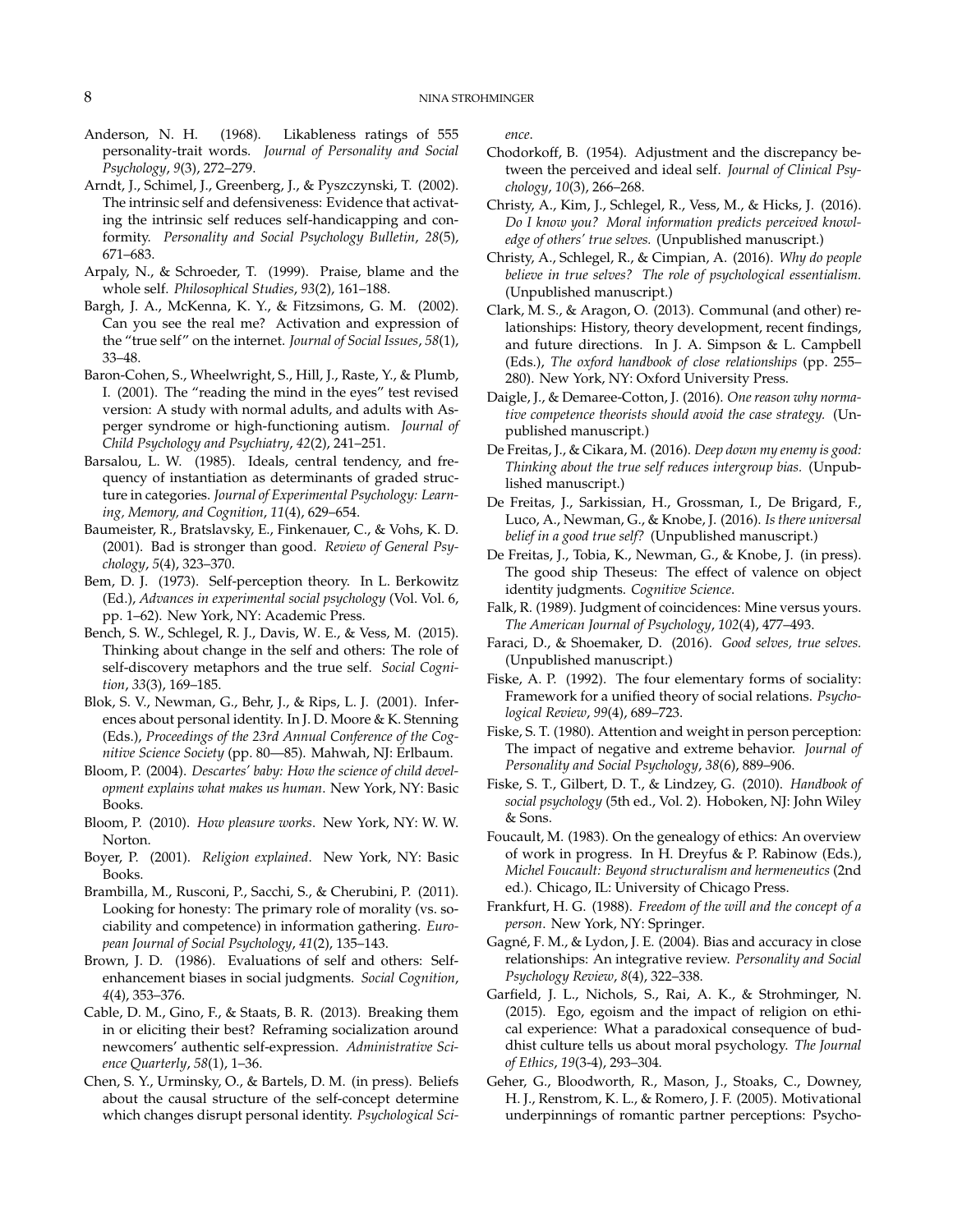Anderson, N. H. (1968). Likableness ratings of 555 personality-trait words. *Journal of Personality and Social Psychology*, *9*(3), 272–279.

Arndt, J., Schimel, J., Greenberg, J., & Pyszczynski, T. (2002). The intrinsic self and defensiveness: Evidence that activating the intrinsic self reduces self-handicapping and conformity. *Personality and Social Psychology Bulletin*, *28*(5), 671–683.

Arpaly, N., & Schroeder, T. (1999). Praise, blame and the whole self. *Philosophical Studies*, *93*(2), 161–188.

Bargh, J. A., McKenna, K. Y., & Fitzsimons, G. M. (2002). Can you see the real me? Activation and expression of the "true self" on the internet. *Journal of Social Issues*, *58*(1), 33–48.

Baron-Cohen, S., Wheelwright, S., Hill, J., Raste, Y., & Plumb, I. (2001). The "reading the mind in the eyes" test revised version: A study with normal adults, and adults with Asperger syndrome or high-functioning autism. *Journal of Child Psychology and Psychiatry*, *42*(2), 241–251.

Barsalou, L. W. (1985). Ideals, central tendency, and frequency of instantiation as determinants of graded structure in categories. *Journal of Experimental Psychology: Learning, Memory, and Cognition*, *11*(4), 629–654.

Baumeister, R., Bratslavsky, E., Finkenauer, C., & Vohs, K. D. (2001). Bad is stronger than good. *Review of General Psychology*, *5*(4), 323–370.

Bem, D. J. (1973). Self-perception theory. In L. Berkowitz (Ed.), *Advances in experimental social psychology* (Vol. Vol. 6, pp. 1–62). New York, NY: Academic Press.

Bench, S. W., Schlegel, R. J., Davis, W. E., & Vess, M. (2015). Thinking about change in the self and others: The role of self-discovery metaphors and the true self. *Social Cognition*, *33*(3), 169–185.

Blok, S. V., Newman, G., Behr, J., & Rips, L. J. (2001). Inferences about personal identity. In J. D. Moore & K. Stenning (Eds.), *Proceedings of the 23rd Annual Conference of the Cognitive Science Society* (pp. 80—85). Mahwah, NJ: Erlbaum.

Bloom, P. (2004). *Descartes' baby: How the science of child development explains what makes us human*. New York, NY: Basic Books.

Bloom, P. (2010). *How pleasure works*. New York, NY: W. W. Norton.

Boyer, P. (2001). *Religion explained*. New York, NY: Basic Books.

Brambilla, M., Rusconi, P., Sacchi, S., & Cherubini, P. (2011). Looking for honesty: The primary role of morality (vs. sociability and competence) in information gathering. *European Journal of Social Psychology*, *41*(2), 135–143.

Brown, J. D. (1986). Evaluations of self and others: Self-enhancement biases in social judgments. *Social Cognition*, *4*(4), 353–376.

Cable, D. M., Gino, F., & Staats, B. R. (2013). Breaking them in or eliciting their best? Reframing socialization around newcomers' authentic self-expression. *Administrative Science Quarterly*, *58*(1), 1–36.

Chen, S. Y., Urminsky, O., & Bartels, D. M. (in press). Beliefs about the causal structure of the self-concept determine which changes disrupt personal identity. *Psychological Science*.

Chodorkoff, B. (1954). Adjustment and the discrepancy between the perceived and ideal self. *Journal of Clinical Psychology*, *10*(3), 266–268.

Christy, A., Kim, J., Schlegel, R., Vess, M., & Hicks, J. (2016). *Do I know you? Moral information predicts perceived knowledge of others' true selves.* (Unpublished manuscript.)

Christy, A., Schlegel, R., & Cimpian, A. (2016). *Why do people believe in true selves? The role of psychological essentialism.* (Unpublished manuscript.)

Clark, M. S., & Aragon, O. (2013). Communal (and other) relationships: History, theory development, recent findings, and future directions. In J. A. Simpson & L. Campbell (Eds.), *The oxford handbook of close relationships* (pp. 255–280). New York, NY: Oxford University Press.

Daigle, J., & Demaree-Cotton, J. (2016). *One reason why normative competence theorists should avoid the case strategy.* (Unpublished manuscript.)

De Freitas, J., & Cikara, M. (2016). *Deep down my enemy is good: Thinking about the true self reduces intergroup bias.* (Unpublished manuscript.)

De Freitas, J., Sarkissian, H., Grossman, I., De Brigard, F., Luco, A., Newman, G., & Knobe, J. (2016). *Is there universal belief in a good true self?* (Unpublished manuscript.)

De Freitas, J., Tobia, K., Newman, G., & Knobe, J. (in press). The good ship Theseus: The effect of valence on object identity judgments. *Cognitive Science*.

Falk, R. (1989). Judgment of coincidences: Mine versus yours. *The American Journal of Psychology*, *102*(4), 477–493.

Faraci, D., & Shoemaker, D. (2016). *Good selves, true selves.* (Unpublished manuscript.)

Fiske, A. P. (1992). The four elementary forms of sociality: Framework for a unified theory of social relations. *Psychological Review*, *99*(4), 689–723.

Fiske, S. T. (1980). Attention and weight in person perception: The impact of negative and extreme behavior. *Journal of Personality and Social Psychology*, *38*(6), 889–906.

Fiske, S. T., Gilbert, D. T., & Lindzey, G. (2010). *Handbook of social psychology* (5th ed., Vol. 2). Hoboken, NJ: John Wiley & Sons.

Foucault, M. (1983). On the genealogy of ethics: An overview of work in progress. In H. Dreyfus & P. Rabinow (Eds.), *Michel Foucault: Beyond structuralism and hermeneutics* (2nd ed.). Chicago, IL: University of Chicago Press.

Frankfurt, H. G. (1988). *Freedom of the will and the concept of a person*. New York, NY: Springer.

Gagné, F. M., & Lydon, J. E. (2004). Bias and accuracy in close relationships: An integrative review. *Personality and Social Psychology Review*, *8*(4), 322–338.

Garfield, J. L., Nichols, S., Rai, A. K., & Strohminger, N. (2015). Ego, egoism and the impact of religion on ethical experience: What a paradoxical consequence of buddhist culture tells us about moral psychology. *The Journal of Ethics*, *19*(3-4), 293–304.

Geher, G., Bloodworth, R., Mason, J., Stoaks, C., Downey, H. J., Renstrom, K. L., & Romero, J. F. (2005). Motivational underpinnings of romantic partner perceptions: Psycho-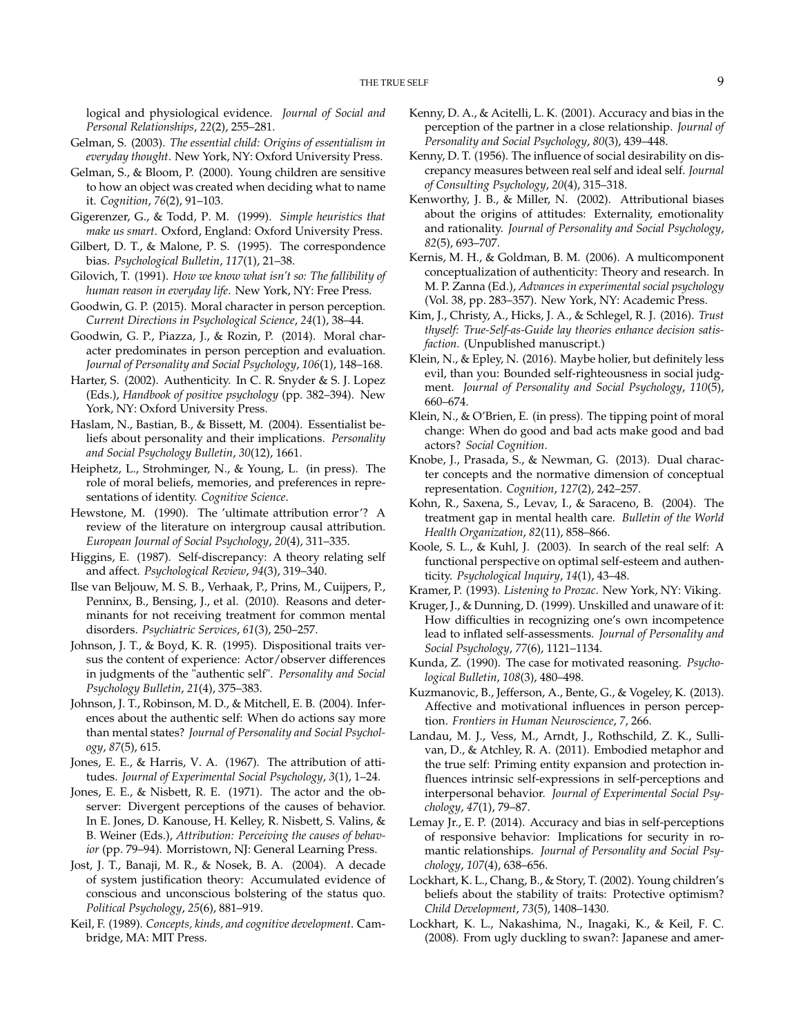logical and physiological evidence. *Journal of Social and Personal Relationships*, *22*(2), 255–281.

Gelman, S. (2003). *The essential child: Origins of essentialism in everyday thought*. New York, NY: Oxford University Press.

Gelman, S., & Bloom, P. (2000). Young children are sensitive to how an object was created when deciding what to name it. *Cognition*, *76*(2), 91–103.

Gigerenzer, G., & Todd, P. M. (1999). *Simple heuristics that make us smart*. Oxford, England: Oxford University Press.

Gilbert, D. T., & Malone, P. S. (1995). The correspondence bias. *Psychological Bulletin*, *117*(1), 21–38.

Gilovich, T. (1991). *How we know what isn't so: The fallibility of human reason in everyday life*. New York, NY: Free Press.

Goodwin, G. P. (2015). Moral character in person perception. *Current Directions in Psychological Science*, *24*(1), 38–44.

Goodwin, G. P., Piazza, J., & Rozin, P. (2014). Moral character predominates in person perception and evaluation. *Journal of Personality and Social Psychology*, *106*(1), 148–168.

Harter, S. (2002). Authenticity. In C. R. Snyder & S. J. Lopez (Eds.), *Handbook of positive psychology* (pp. 382–394). New York, NY: Oxford University Press.

Haslam, N., Bastian, B., & Bissett, M. (2004). Essentialist beliefs about personality and their implications. *Personality and Social Psychology Bulletin*, *30*(12), 1661.

Heiphetz, L., Strohminger, N., & Young, L. (in press). The role of moral beliefs, memories, and preferences in representations of identity. *Cognitive Science*.

Hewstone, M. (1990). The 'ultimate attribution error'? A review of the literature on intergroup causal attribution. *European Journal of Social Psychology*, *20*(4), 311–335.

Higgins, E. (1987). Self-discrepancy: A theory relating self and affect. *Psychological Review*, *94*(3), 319–340.

Ilse van Beljouw, M. S. B., Verhaak, P., Prins, M., Cuijpers, P., Penninx, B., Bensing, J., et al. (2010). Reasons and determinants for not receiving treatment for common mental disorders. *Psychiatric Services*, *61*(3), 250–257.

Johnson, J. T., & Boyd, K. R. (1995). Dispositional traits versus the content of experience: Actor/observer differences in judgments of the "authentic self". *Personality and Social Psychology Bulletin*, *21*(4), 375–383.

Johnson, J. T., Robinson, M. D., & Mitchell, E. B. (2004). Inferences about the authentic self: When do actions say more than mental states? *Journal of Personality and Social Psychology*, *87*(5), 615.

Jones, E. E., & Harris, V. A. (1967). The attribution of attitudes. *Journal of Experimental Social Psychology*, *3*(1), 1–24.

Jones, E. E., & Nisbett, R. E. (1971). The actor and the observer: Divergent perceptions of the causes of behavior. In E. Jones, D. Kanouse, H. Kelley, R. Nisbett, S. Valins, & B. Weiner (Eds.), *Attribution: Perceiving the causes of behavior* (pp. 79–94). Morristown, NJ: General Learning Press.

Jost, J. T., Banaji, M. R., & Nosek, B. A. (2004). A decade of system justification theory: Accumulated evidence of conscious and unconscious bolstering of the status quo. *Political Psychology*, *25*(6), 881–919.

Keil, F. (1989). *Concepts, kinds, and cognitive development*. Cambridge, MA: MIT Press.

Kenny, D. A., & Acitelli, L. K. (2001). Accuracy and bias in the perception of the partner in a close relationship. *Journal of Personality and Social Psychology*, *80*(3), 439–448.

Kenny, D. T. (1956). The influence of social desirability on discrepancy measures between real self and ideal self. *Journal of Consulting Psychology*, *20*(4), 315–318.

Kenworthy, J. B., & Miller, N. (2002). Attributional biases about the origins of attitudes: Externality, emotionality and rationality. *Journal of Personality and Social Psychology*, *82*(5), 693–707.

Kernis, M. H., & Goldman, B. M. (2006). A multicomponent conceptualization of authenticity: Theory and research. In M. P. Zanna (Ed.), *Advances in experimental social psychology* (Vol. 38, pp. 283–357). New York, NY: Academic Press.

Kim, J., Christy, A., Hicks, J. A., & Schlegel, R. J. (2016). *Trust thyself: True-Self-as-Guide lay theories enhance decision satisfaction.* (Unpublished manuscript.)

Klein, N., & Epley, N. (2016). Maybe holier, but definitely less evil, than you: Bounded self-righteousness in social judgment. *Journal of Personality and Social Psychology*, *110*(5), 660–674.

Klein, N., & O'Brien, E. (in press). The tipping point of moral change: When do good and bad acts make good and bad actors? *Social Cognition*.

Knobe, J., Prasada, S., & Newman, G. (2013). Dual character concepts and the normative dimension of conceptual representation. *Cognition*, *127*(2), 242–257.

Kohn, R., Saxena, S., Levav, I., & Saraceno, B. (2004). The treatment gap in mental health care. *Bulletin of the World Health Organization*, *82*(11), 858–866.

Koole, S. L., & Kuhl, J. (2003). In search of the real self: A functional perspective on optimal self-esteem and authenticity. *Psychological Inquiry*, *14*(1), 43–48.

Kramer, P. (1993). *Listening to Prozac*. New York, NY: Viking.

Kruger, J., & Dunning, D. (1999). Unskilled and unaware of it: How difficulties in recognizing one's own incompetence lead to inflated self-assessments. *Journal of Personality and Social Psychology*, *77*(6), 1121–1134.

Kunda, Z. (1990). The case for motivated reasoning. *Psychological Bulletin*, *108*(3), 480–498.

Kuzmanovic, B., Jefferson, A., Bente, G., & Vogeley, K. (2013). Affective and motivational influences in person perception. *Frontiers in Human Neuroscience*, *7*, 266.

Landau, M. J., Vess, M., Arndt, J., Rothschild, Z. K., Sullivan, D., & Atchley, R. A. (2011). Embodied metaphor and the true self: Priming entity expansion and protection influences intrinsic self-expressions in self-perceptions and interpersonal behavior. *Journal of Experimental Social Psychology*, *47*(1), 79–87.

Lemay Jr., E. P. (2014). Accuracy and bias in self-perceptions of responsive behavior: Implications for security in romantic relationships. *Journal of Personality and Social Psychology*, *107*(4), 638–656.

Lockhart, K. L., Chang, B., & Story, T. (2002). Young children's beliefs about the stability of traits: Protective optimism? *Child Development*, *73*(5), 1408–1430.

Lockhart, K. L., Nakashima, N., Inagaki, K., & Keil, F. C. (2008). From ugly duckling to swan?: Japanese and amer-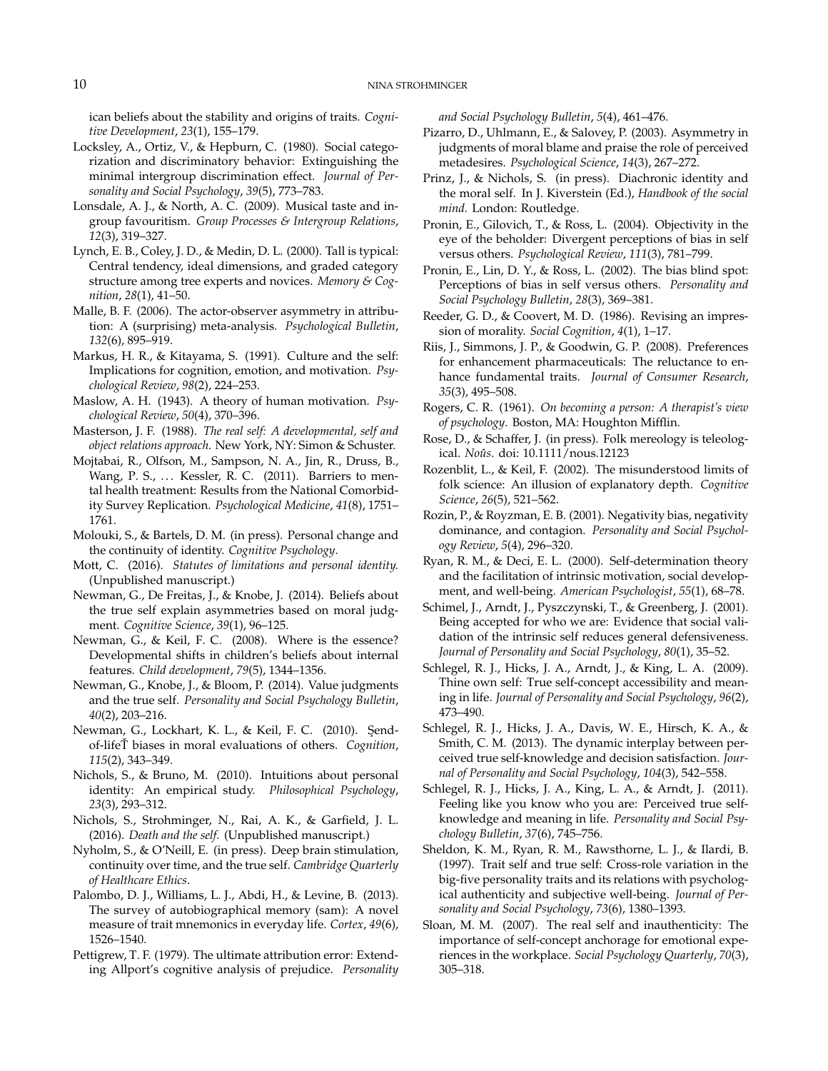ican beliefs about the stability and origins of traits. *Cognitive Development*, *23*(1), 155–179.

Locksley, A., Ortiz, V., & Hepburn, C. (1980). Social categorization and discriminatory behavior: Extinguishing the minimal intergroup discrimination effect. *Journal of Personality and Social Psychology*, *39*(5), 773–783.

Lonsdale, A. J., & North, A. C. (2009). Musical taste and ingroup favouritism. *Group Processes & Intergroup Relations*, *12*(3), 319–327.

Lynch, E. B., Coley, J. D., & Medin, D. L. (2000). Tall is typical: Central tendency, ideal dimensions, and graded category structure among tree experts and novices. *Memory & Cognition*, *28*(1), 41–50.

Malle, B. F. (2006). The actor-observer asymmetry in attribution: A (surprising) meta-analysis. *Psychological Bulletin*, *132*(6), 895–919.

Markus, H. R., & Kitayama, S. (1991). Culture and the self: Implications for cognition, emotion, and motivation. *Psychological Review*, *98*(2), 224–253.

Maslow, A. H. (1943). A theory of human motivation. *Psychological Review*, *50*(4), 370–396.

Masterson, J. F. (1988). *The real self: A developmental, self and object relations approach.* New York, NY: Simon & Schuster.

Mojtabai, R., Olfson, M., Sampson, N. A., Jin, R., Druss, B., Wang, P. S., ... Kessler, R. C. (2011). Barriers to mental health treatment: Results from the National Comorbidity Survey Replication. *Psychological Medicine*, *41*(8), 1751–1761.

Molouki, S., & Bartels, D. M. (in press). Personal change and the continuity of identity. *Cognitive Psychology*.

Mott, C. (2016). *Statutes of limitations and personal identity.* (Unpublished manuscript.)

Newman, G., De Freitas, J., & Knobe, J. (2014). Beliefs about the true self explain asymmetries based on moral judgment. *Cognitive Science*, *39*(1), 96–125.

Newman, G., & Keil, F. C. (2008). Where is the essence? Developmental shifts in children's beliefs about internal features. *Child development*, *79*(5), 1344–1356.

Newman, G., Knobe, J., & Bloom, P. (2014). Value judgments and the true self. *Personality and Social Psychology Bulletin*, *40*(2), 203–216.

Newman, G., Lockhart, K. L., & Keil, F. C. (2010). Șend-of-lifeŤ biases in moral evaluations of others. *Cognition*, *115*(2), 343–349.

Nichols, S., & Bruno, M. (2010). Intuitions about personal identity: An empirical study. *Philosophical Psychology*, *23*(3), 293–312.

Nichols, S., Strohminger, N., Rai, A. K., & Garfield, J. L. (2016). *Death and the self.* (Unpublished manuscript.)

Nyholm, S., & O'Neill, E. (in press). Deep brain stimulation, continuity over time, and the true self. *Cambridge Quarterly of Healthcare Ethics*.

Palombo, D. J., Williams, L. J., Abdi, H., & Levine, B. (2013). The survey of autobiographical memory (sam): A novel measure of trait mnemonics in everyday life. *Cortex*, *49*(6), 1526–1540.

Pettigrew, T. F. (1979). The ultimate attribution error: Extending Allport's cognitive analysis of prejudice. *Personality and Social Psychology Bulletin*, *5*(4), 461–476.

Pizarro, D., Uhlmann, E., & Salovey, P. (2003). Asymmetry in judgments of moral blame and praise the role of perceived metadesires. *Psychological Science*, *14*(3), 267–272.

Prinz, J., & Nichols, S. (in press). Diachronic identity and the moral self. In J. Kiverstein (Ed.), *Handbook of the social mind.* London: Routledge.

Pronin, E., Gilovich, T., & Ross, L. (2004). Objectivity in the eye of the beholder: Divergent perceptions of bias in self versus others. *Psychological Review*, *111*(3), 781–799.

Pronin, E., Lin, D. Y., & Ross, L. (2002). The bias blind spot: Perceptions of bias in self versus others. *Personality and Social Psychology Bulletin*, *28*(3), 369–381.

Reeder, G. D., & Coovert, M. D. (1986). Revising an impression of morality. *Social Cognition*, *4*(1), 1–17.

Riis, J., Simmons, J. P., & Goodwin, G. P. (2008). Preferences for enhancement pharmaceuticals: The reluctance to enhance fundamental traits. *Journal of Consumer Research*, *35*(3), 495–508.

Rogers, C. R. (1961). *On becoming a person: A therapist's view of psychology*. Boston, MA: Houghton Mifflin.

Rose, D., & Schaffer, J. (in press). Folk mereology is teleological. *Noûs*. doi: 10.1111/nous.12123

Rozenblit, L., & Keil, F. (2002). The misunderstood limits of folk science: An illusion of explanatory depth. *Cognitive Science*, *26*(5), 521–562.

Rozin, P., & Royzman, E. B. (2001). Negativity bias, negativity dominance, and contagion. *Personality and Social Psychology Review*, *5*(4), 296–320.

Ryan, R. M., & Deci, E. L. (2000). Self-determination theory and the facilitation of intrinsic motivation, social development, and well-being. *American Psychologist*, *55*(1), 68–78.

Schimel, J., Arndt, J., Pyszczynski, T., & Greenberg, J. (2001). Being accepted for who we are: Evidence that social validation of the intrinsic self reduces general defensiveness. *Journal of Personality and Social Psychology*, *80*(1), 35–52.

Schlegel, R. J., Hicks, J. A., Arndt, J., & King, L. A. (2009). Thine own self: True self-concept accessibility and meaning in life. *Journal of Personality and Social Psychology*, *96*(2), 473–490.

Schlegel, R. J., Hicks, J. A., Davis, W. E., Hirsch, K. A., & Smith, C. M. (2013). The dynamic interplay between perceived true self-knowledge and decision satisfaction. *Journal of Personality and Social Psychology*, *104*(3), 542–558.

Schlegel, R. J., Hicks, J. A., King, L. A., & Arndt, J. (2011). Feeling like you know who you are: Perceived true self-knowledge and meaning in life. *Personality and Social Psychology Bulletin*, *37*(6), 745–756.

Sheldon, K. M., Ryan, R. M., Rawsthorne, L. J., & Ilardi, B. (1997). Trait self and true self: Cross-role variation in the big-five personality traits and its relations with psychological authenticity and subjective well-being. *Journal of Personality and Social Psychology*, *73*(6), 1380–1393.

Sloan, M. M. (2007). The real self and inauthenticity: The importance of self-concept anchorage for emotional experiences in the workplace. *Social Psychology Quarterly*, *70*(3), 305–318.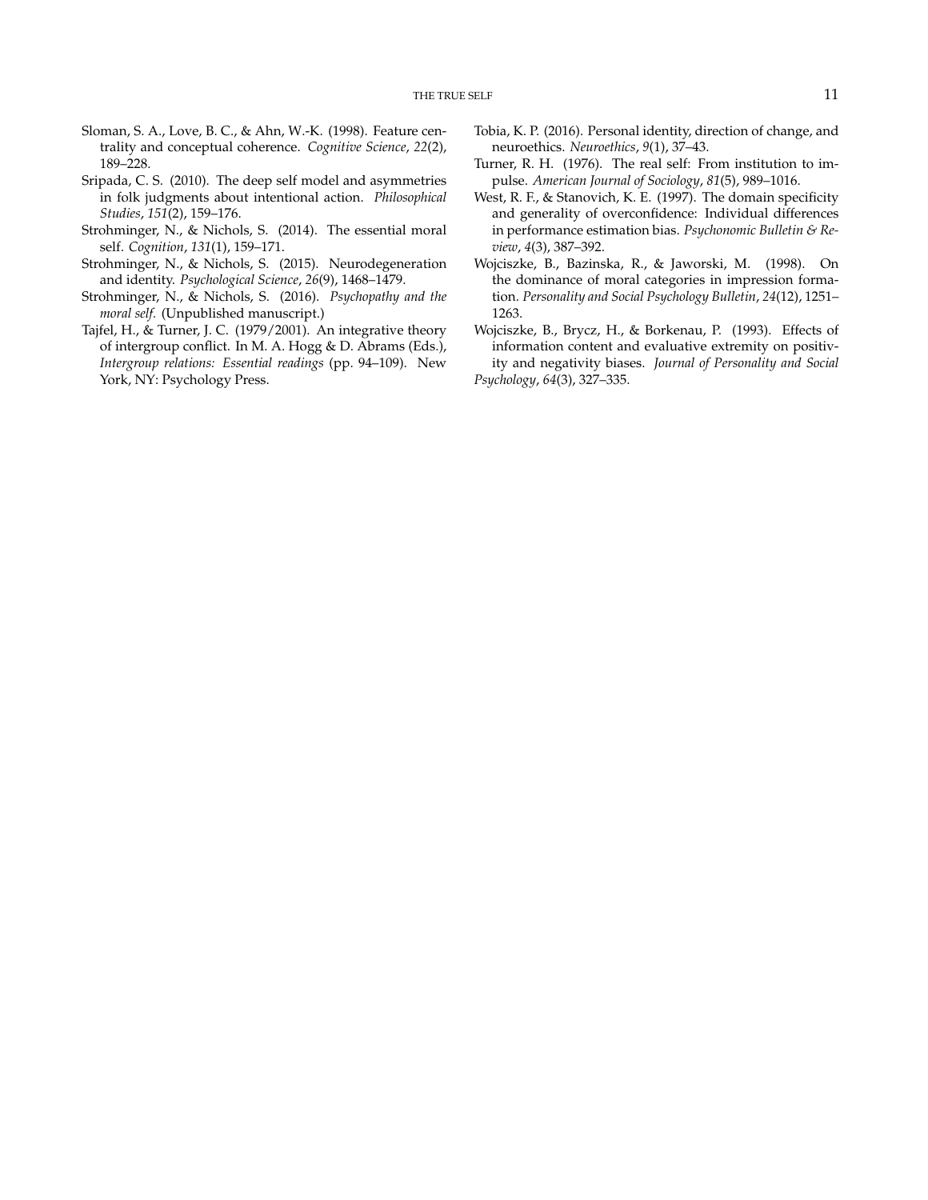Sloman, S. A., Love, B. C., & Ahn, W.-K. (1998). Feature centrality and conceptual coherence. *Cognitive Science*, *22*(2), 189–228.

Sripada, C. S. (2010). The deep self model and asymmetries in folk judgments about intentional action. *Philosophical Studies*, *151*(2), 159–176.

Strohminger, N., & Nichols, S. (2014). The essential moral self. *Cognition*, *131*(1), 159–171.

Strohminger, N., & Nichols, S. (2015). Neurodegeneration and identity. *Psychological Science*, *26*(9), 1468–1479.

Strohminger, N., & Nichols, S. (2016). *Psychopathy and the moral self.* (Unpublished manuscript.)

Tajfel, H., & Turner, J. C. (1979/2001). An integrative theory of intergroup conflict. In M. A. Hogg & D. Abrams (Eds.), *Intergroup relations: Essential readings* (pp. 94–109). New York, NY: Psychology Press.

Tobia, K. P. (2016). Personal identity, direction of change, and neuroethics. *Neuroethics*, *9*(1), 37–43.

Turner, R. H. (1976). The real self: From institution to impulse. *American Journal of Sociology*, *81*(5), 989–1016.

West, R. F., & Stanovich, K. E. (1997). The domain specificity and generality of overconfidence: Individual differences in performance estimation bias. *Psychonomic Bulletin & Review*, *4*(3), 387–392.

Wojciszke, B., Bazinska, R., & Jaworski, M. (1998). On the dominance of moral categories in impression formation. *Personality and Social Psychology Bulletin*, *24*(12), 1251–1263.

Wojciszke, B., Brycz, H., & Borkenau, P. (1993). Effects of information content and evaluative extremity on positivity and negativity biases. *Journal of Personality and Social Psychology*, *64*(3), 327–335.